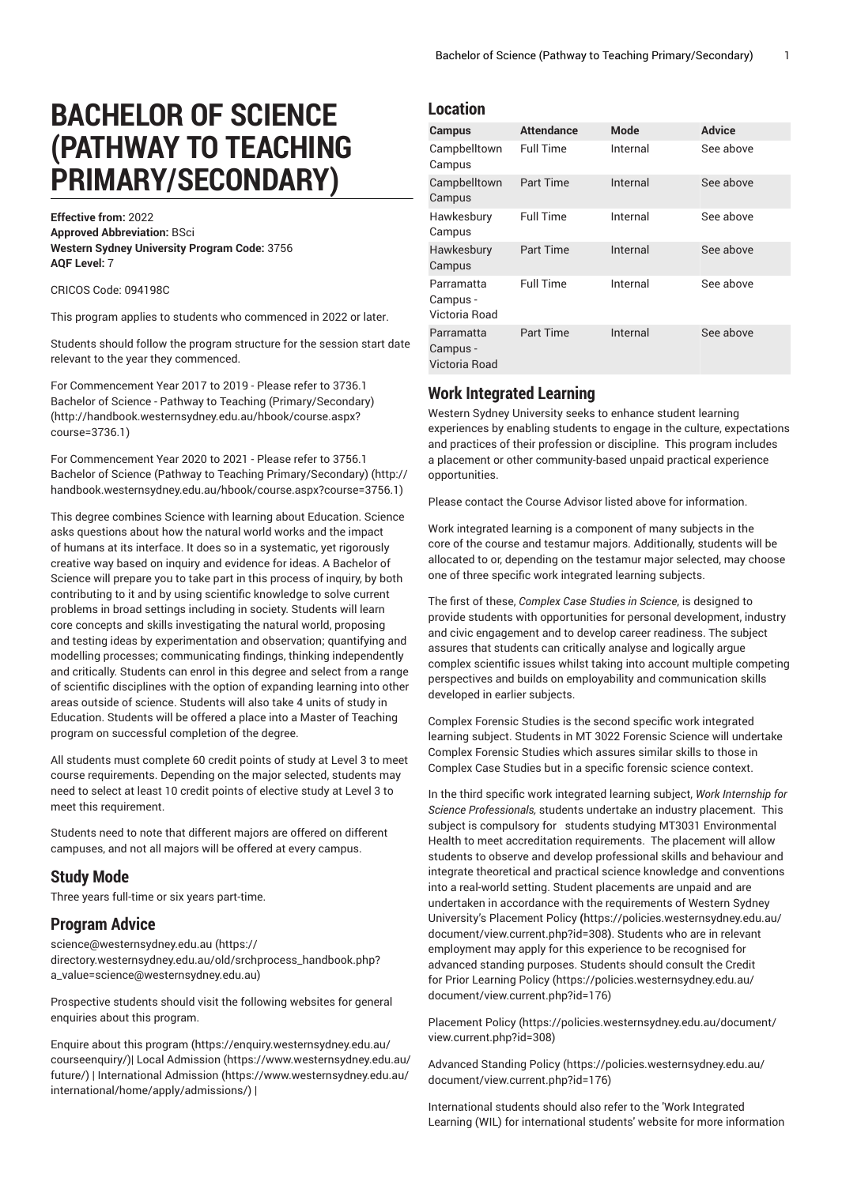# BACHELOR OF SCIENCE (PATHWAY TO TEACHING PRIMARY/SECONDARY)

**Effective from:** 2022
**Approved Abbreviation:** BSci
**Western Sydney University Program Code:** 3756
**AQF Level:** 7

CRICOS Code: 094198C

This program applies to students who commenced in 2022 or later.

Students should follow the program structure for the session start date relevant to the year they commenced.

For Commencement Year 2017 to 2019 - Please refer to 3736.1 Bachelor of Science - Pathway to Teaching (Primary/Secondary) (http://handbook.westernsydney.edu.au/hbook/course.aspx?course=3736.1)

For Commencement Year 2020 to 2021 - Please refer to 3756.1 Bachelor of Science (Pathway to Teaching Primary/Secondary) (http://handbook.westernsydney.edu.au/hbook/course.aspx?course=3756.1)

This degree combines Science with learning about Education. Science asks questions about how the natural world works and the impact of humans at its interface. It does so in a systematic, yet rigorously creative way based on inquiry and evidence for ideas. A Bachelor of Science will prepare you to take part in this process of inquiry, by both contributing to it and by using scientific knowledge to solve current problems in broad settings including in society. Students will learn core concepts and skills investigating the natural world, proposing and testing ideas by experimentation and observation; quantifying and modelling processes; communicating findings, thinking independently and critically. Students can enrol in this degree and select from a range of scientific disciplines with the option of expanding learning into other areas outside of science. Students will also take 4 units of study in Education. Students will be offered a place into a Master of Teaching program on successful completion of the degree.

All students must complete 60 credit points of study at Level 3 to meet course requirements. Depending on the major selected, students may need to select at least 10 credit points of elective study at Level 3 to meet this requirement.

Students need to note that different majors are offered on different campuses, and not all majors will be offered at every campus.

## Study Mode

Three years full-time or six years part-time.

## Program Advice

science@westernsydney.edu.au (https://directory.westernsydney.edu.au/old/srchprocess_handbook.php?a_value=science@westernsydney.edu.au)

Prospective students should visit the following websites for general enquiries about this program.

Enquire about this program (https://enquiry.westernsydney.edu.au/courseenquiry/)| Local Admission (https://www.westernsydney.edu.au/future/) | International Admission (https://www.westernsydney.edu.au/international/home/apply/admissions/) |

## Location

| Campus | Attendance | Mode | Advice |
|---|---|---|---|
| Campbelltown Campus | Full Time | Internal | See above |
| Campbelltown Campus | Part Time | Internal | See above |
| Hawkesbury Campus | Full Time | Internal | See above |
| Hawkesbury Campus | Part Time | Internal | See above |
| Parramatta Campus - Victoria Road | Full Time | Internal | See above |
| Parramatta Campus - Victoria Road | Part Time | Internal | See above |

## Work Integrated Learning

Western Sydney University seeks to enhance student learning experiences by enabling students to engage in the culture, expectations and practices of their profession or discipline. This program includes a placement or other community-based unpaid practical experience opportunities.

Please contact the Course Advisor listed above for information.

Work integrated learning is a component of many subjects in the core of the course and testamur majors. Additionally, students will be allocated to or, depending on the testamur major selected, may choose one of three specific work integrated learning subjects.

The first of these, *Complex Case Studies in Science*, is designed to provide students with opportunities for personal development, industry and civic engagement and to develop career readiness. The subject assures that students can critically analyse and logically argue complex scientific issues whilst taking into account multiple competing perspectives and builds on employability and communication skills developed in earlier subjects.

Complex Forensic Studies is the second specific work integrated learning subject. Students in MT 3022 Forensic Science will undertake Complex Forensic Studies which assures similar skills to those in Complex Case Studies but in a specific forensic science context.

In the third specific work integrated learning subject, *Work Internship for Science Professionals,* students undertake an industry placement. This subject is compulsory for students studying MT3031 Environmental Health to meet accreditation requirements. The placement will allow students to observe and develop professional skills and behaviour and integrate theoretical and practical science knowledge and conventions into a real-world setting. Student placements are unpaid and are undertaken in accordance with the requirements of Western Sydney University's Placement Policy **(**https://policies.westernsydney.edu.au/document/view.current.php?id=308**)**. Students who are in relevant employment may apply for this experience to be recognised for advanced standing purposes. Students should consult the Credit for Prior Learning Policy (https://policies.westernsydney.edu.au/document/view.current.php?id=176)

Placement Policy (https://policies.westernsydney.edu.au/document/view.current.php?id=308)

Advanced Standing Policy (https://policies.westernsydney.edu.au/document/view.current.php?id=176)

International students should also refer to the 'Work Integrated Learning (WIL) for international students' website for more information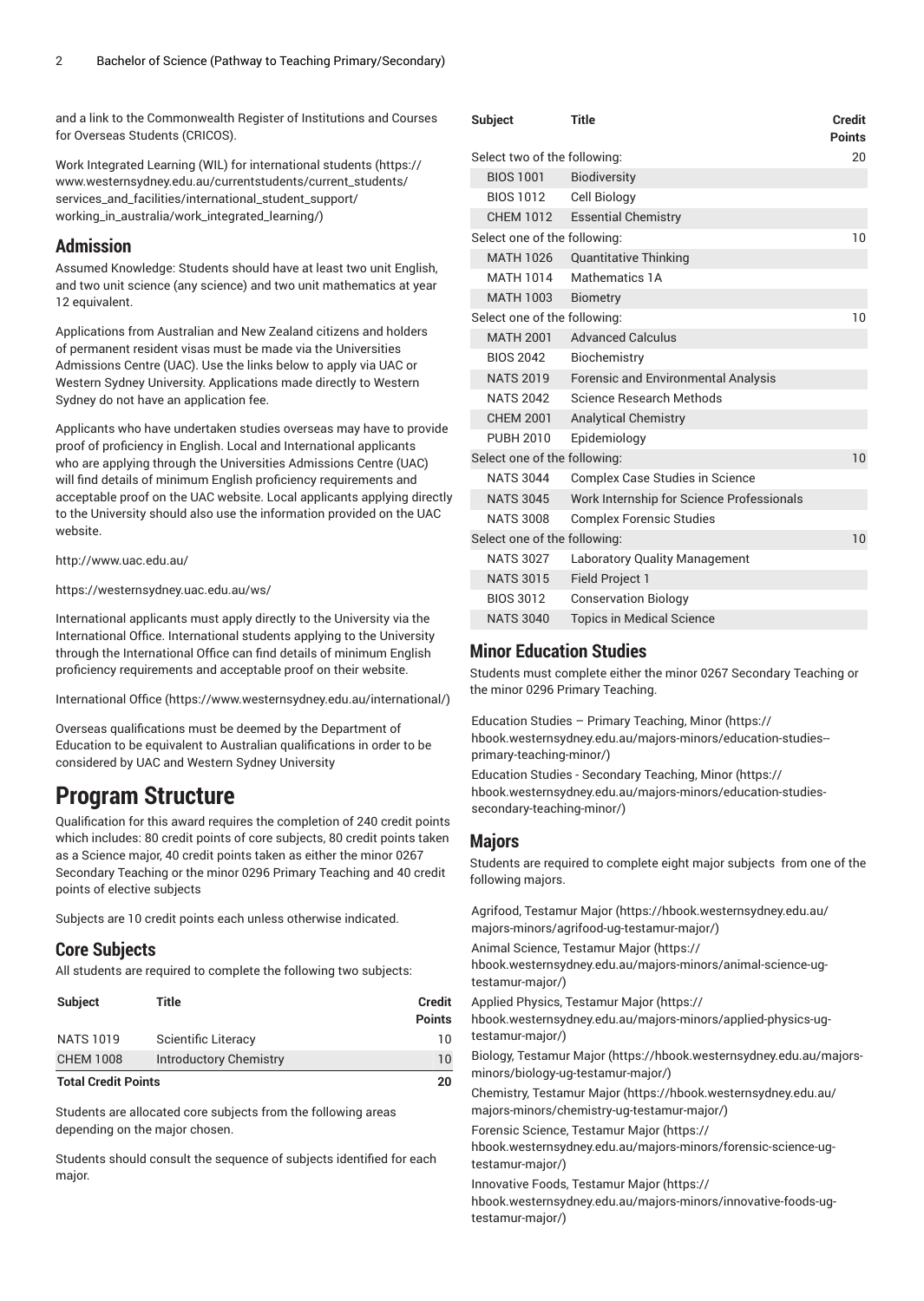and a link to the Commonwealth Register of Institutions and Courses for Overseas Students (CRICOS).

Work Integrated Learning (WIL) for international students (https://www.westernsydney.edu.au/currentstudents/current_students/services_and_facilities/international_student_support/working_in_australia/work_integrated_learning/)

## Admission

Assumed Knowledge: Students should have at least two unit English, and two unit science (any science) and two unit mathematics at year 12 equivalent.

Applications from Australian and New Zealand citizens and holders of permanent resident visas must be made via the Universities Admissions Centre (UAC). Use the links below to apply via UAC or Western Sydney University. Applications made directly to Western Sydney do not have an application fee.

Applicants who have undertaken studies overseas may have to provide proof of proficiency in English. Local and International applicants who are applying through the Universities Admissions Centre (UAC) will find details of minimum English proficiency requirements and acceptable proof on the UAC website. Local applicants applying directly to the University should also use the information provided on the UAC website.

http://www.uac.edu.au/

https://westernsydney.uac.edu.au/ws/

International applicants must apply directly to the University via the International Office. International students applying to the University through the International Office can find details of minimum English proficiency requirements and acceptable proof on their website.

International Office (https://www.westernsydney.edu.au/international/)

Overseas qualifications must be deemed by the Department of Education to be equivalent to Australian qualifications in order to be considered by UAC and Western Sydney University

# Program Structure

Qualification for this award requires the completion of 240 credit points which includes: 80 credit points of core subjects, 80 credit points taken as a Science major, 40 credit points taken as either the minor 0267 Secondary Teaching or the minor 0296 Primary Teaching and 40 credit points of elective subjects

Subjects are 10 credit points each unless otherwise indicated.

## Core Subjects

All students are required to complete the following two subjects:

| Subject | Title | Credit Points |
|---|---|---|
| NATS 1019 | Scientific Literacy | 10 |
| CHEM 1008 | Introductory Chemistry | 10 |
| **Total Credit Points** | | **20** |

Students are allocated core subjects from the following areas depending on the major chosen.

Students should consult the sequence of subjects identified for each major.

| Subject | Title | Credit Points |
|---|---|---|
| Select two of the following: | | 20 |
| BIOS 1001 | Biodiversity | |
| BIOS 1012 | Cell Biology | |
| CHEM 1012 | Essential Chemistry | |
| Select one of the following: | | 10 |
| MATH 1026 | Quantitative Thinking | |
| MATH 1014 | Mathematics 1A | |
| MATH 1003 | Biometry | |
| Select one of the following: | | 10 |
| MATH 2001 | Advanced Calculus | |
| BIOS 2042 | Biochemistry | |
| NATS 2019 | Forensic and Environmental Analysis | |
| NATS 2042 | Science Research Methods | |
| CHEM 2001 | Analytical Chemistry | |
| PUBH 2010 | Epidemiology | |
| Select one of the following: | | 10 |
| NATS 3044 | Complex Case Studies in Science | |
| NATS 3045 | Work Internship for Science Professionals | |
| NATS 3008 | Complex Forensic Studies | |
| Select one of the following: | | 10 |
| NATS 3027 | Laboratory Quality Management | |
| NATS 3015 | Field Project 1 | |
| BIOS 3012 | Conservation Biology | |
| NATS 3040 | Topics in Medical Science | |

## Minor Education Studies

Students must complete either the minor 0267 Secondary Teaching or the minor 0296 Primary Teaching.

Education Studies – Primary Teaching, Minor (https://hbook.westernsydney.edu.au/majors-minors/education-studies--primary-teaching-minor/)

Education Studies - Secondary Teaching, Minor (https://hbook.westernsydney.edu.au/majors-minors/education-studies-secondary-teaching-minor/)

## Majors

Students are required to complete eight major subjects from one of the following majors.

Agrifood, Testamur Major (https://hbook.westernsydney.edu.au/majors-minors/agrifood-ug-testamur-major/)

Animal Science, Testamur Major (https://hbook.westernsydney.edu.au/majors-minors/animal-science-ug-testamur-major/)

Applied Physics, Testamur Major (https://hbook.westernsydney.edu.au/majors-minors/applied-physics-ug-testamur-major/)

Biology, Testamur Major (https://hbook.westernsydney.edu.au/majors-minors/biology-ug-testamur-major/)

Chemistry, Testamur Major (https://hbook.westernsydney.edu.au/majors-minors/chemistry-ug-testamur-major/)

Forensic Science, Testamur Major (https://hbook.westernsydney.edu.au/majors-minors/forensic-science-ug-testamur-major/)

Innovative Foods, Testamur Major (https://hbook.westernsydney.edu.au/majors-minors/innovative-foods-ug-testamur-major/)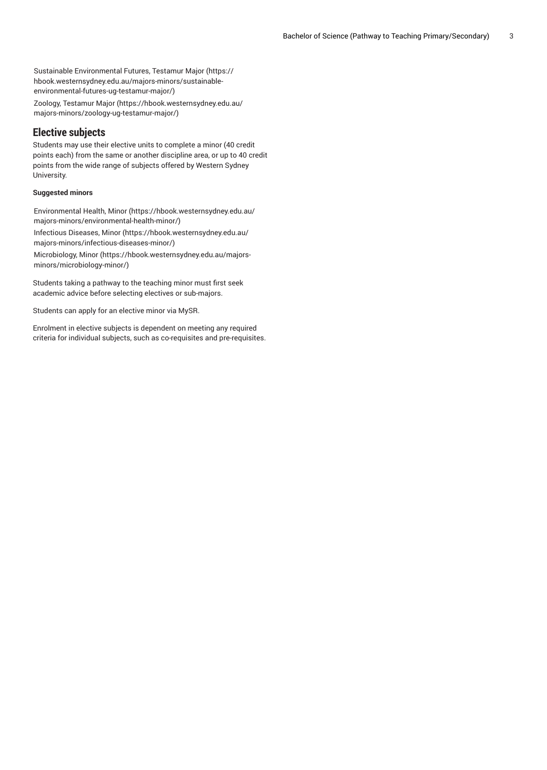Sustainable Environmental Futures, Testamur Major (https://hbook.westernsydney.edu.au/majors-minors/sustainable-environmental-futures-ug-testamur-major/)

Zoology, Testamur Major (https://hbook.westernsydney.edu.au/majors-minors/zoology-ug-testamur-major/)

## Elective subjects

Students may use their elective units to complete a minor (40 credit points each) from the same or another discipline area, or up to 40 credit points from the wide range of subjects offered by Western Sydney University.

**Suggested minors**

Environmental Health, Minor (https://hbook.westernsydney.edu.au/majors-minors/environmental-health-minor/)

Infectious Diseases, Minor (https://hbook.westernsydney.edu.au/majors-minors/infectious-diseases-minor/)

Microbiology, Minor (https://hbook.westernsydney.edu.au/majors-minors/microbiology-minor/)

Students taking a pathway to the teaching minor must first seek academic advice before selecting electives or sub-majors.

Students can apply for an elective minor via MySR.

Enrolment in elective subjects is dependent on meeting any required criteria for individual subjects, such as co-requisites and pre-requisites.